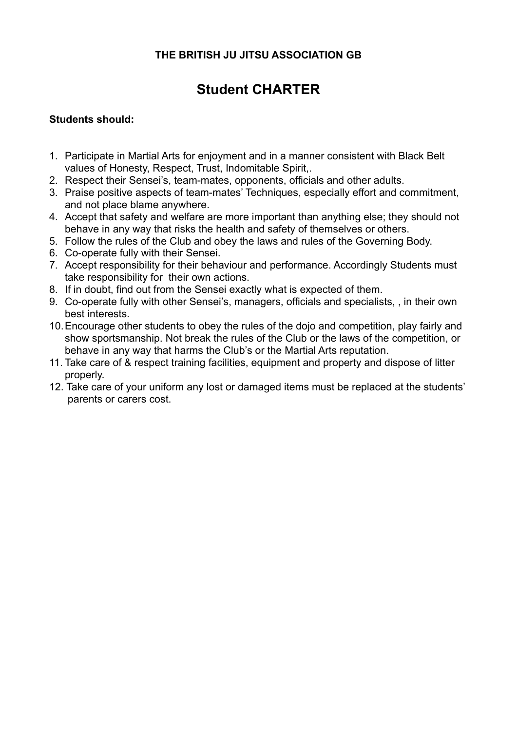**THE BRITISH JU JITSU ASSOCIATION GB**

# Student CHARTER

**Students should:**

1. Participate in Martial Arts for enjoyment and in a manner consistent with Black Belt values of Honesty, Respect, Trust, Indomitable Spirit,.
2. Respect their Sensei's, team-mates, opponents, officials and other adults.
3. Praise positive aspects of team-mates' Techniques, especially effort and commitment, and not place blame anywhere.
4. Accept that safety and welfare are more important than anything else; they should not behave in any way that risks the health and safety of themselves or others.
5. Follow the rules of the Club and obey the laws and rules of the Governing Body.
6. Co-operate fully with their Sensei.
7. Accept responsibility for their behaviour and performance. Accordingly Students must take responsibility for their own actions.
8. If in doubt, find out from the Sensei exactly what is expected of them.
9. Co-operate fully with other Sensei's, managers, officials and specialists, , in their own best interests.
10. Encourage other students to obey the rules of the dojo and competition, play fairly and show sportsmanship. Not break the rules of the Club or the laws of the competition, or behave in any way that harms the Club's or the Martial Arts reputation.
11. Take care of & respect training facilities, equipment and property and dispose of litter properly.
12. Take care of your uniform any lost or damaged items must be replaced at the students' parents or carers cost.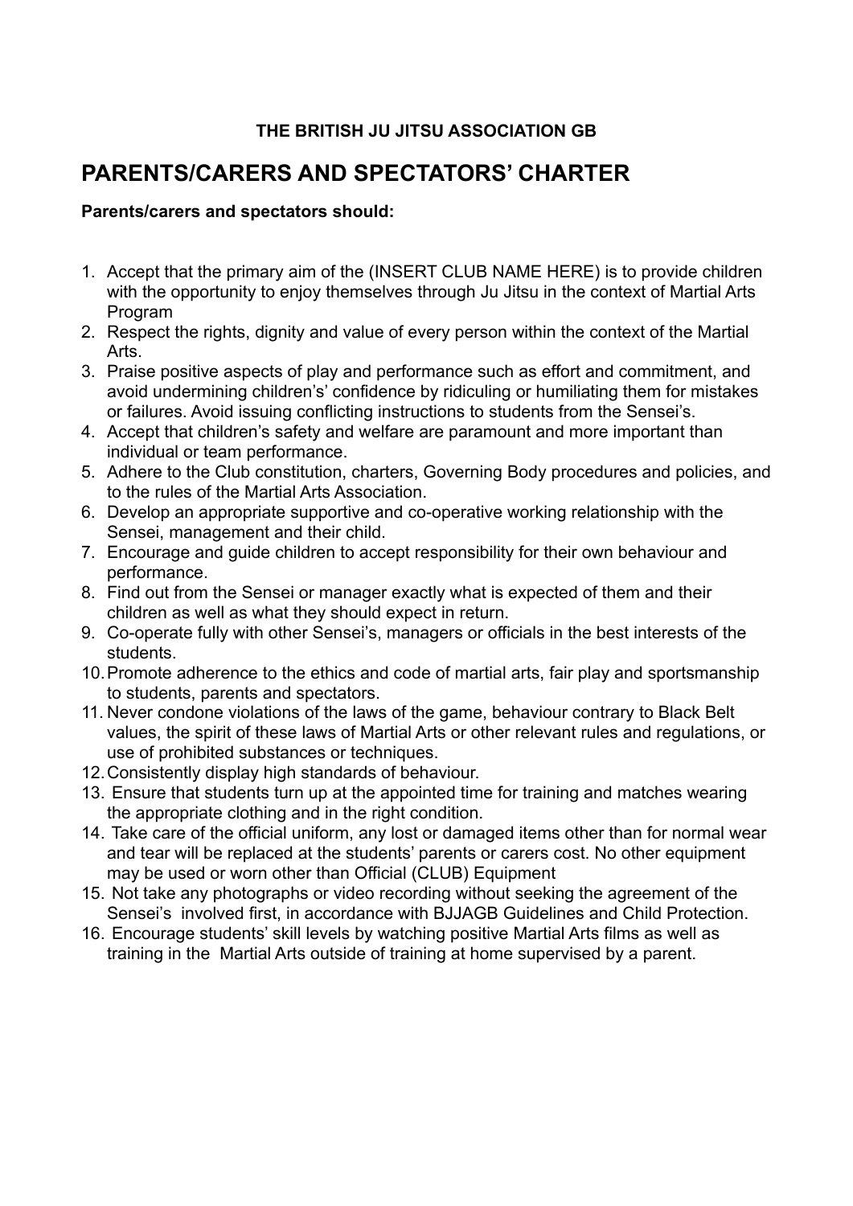**THE BRITISH JU JITSU ASSOCIATION GB**

# PARENTS/CARERS AND SPECTATORS' CHARTER

**Parents/carers and spectators should:**

1. Accept that the primary aim of the (INSERT CLUB NAME HERE) is to provide children with the opportunity to enjoy themselves through Ju Jitsu in the context of Martial Arts Program
2. Respect the rights, dignity and value of every person within the context of the Martial Arts.
3. Praise positive aspects of play and performance such as effort and commitment, and avoid undermining children's' confidence by ridiculing or humiliating them for mistakes or failures. Avoid issuing conflicting instructions to students from the Sensei's.
4. Accept that children's safety and welfare are paramount and more important than individual or team performance.
5. Adhere to the Club constitution, charters, Governing Body procedures and policies, and to the rules of the Martial Arts Association.
6. Develop an appropriate supportive and co-operative working relationship with the Sensei, management and their child.
7. Encourage and guide children to accept responsibility for their own behaviour and performance.
8. Find out from the Sensei or manager exactly what is expected of them and their children as well as what they should expect in return.
9. Co-operate fully with other Sensei's, managers or officials in the best interests of the students.
10. Promote adherence to the ethics and code of martial arts, fair play and sportsmanship to students, parents and spectators.
11. Never condone violations of the laws of the game, behaviour contrary to Black Belt values, the spirit of these laws of Martial Arts or other relevant rules and regulations, or use of prohibited substances or techniques.
12. Consistently display high standards of behaviour.
13. Ensure that students turn up at the appointed time for training and matches wearing the appropriate clothing and in the right condition.
14. Take care of the official uniform, any lost or damaged items other than for normal wear and tear will be replaced at the students' parents or carers cost. No other equipment may be used or worn other than Official (CLUB) Equipment
15. Not take any photographs or video recording without seeking the agreement of the Sensei's involved first, in accordance with BJJAGB Guidelines and Child Protection.
16. Encourage students' skill levels by watching positive Martial Arts films as well as training in the Martial Arts outside of training at home supervised by a parent.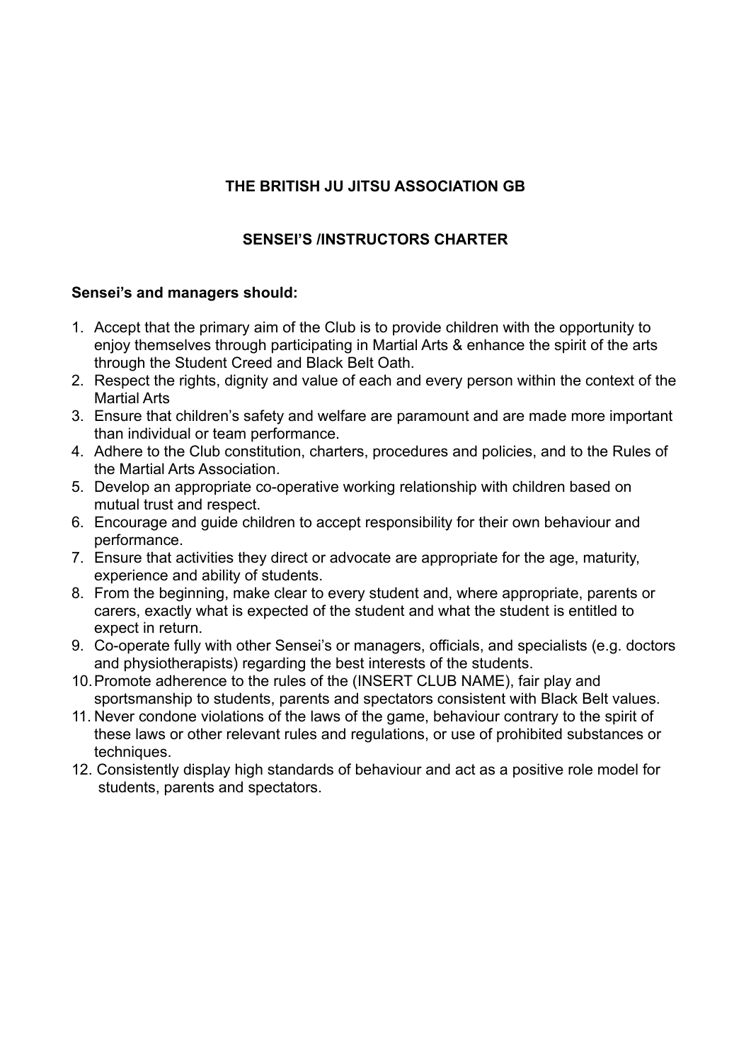**THE BRITISH JU JITSU ASSOCIATION GB**

**SENSEI'S /INSTRUCTORS CHARTER**

**Sensei's and managers should:**

1. Accept that the primary aim of the Club is to provide children with the opportunity to enjoy themselves through participating in Martial Arts & enhance the spirit of the arts through the Student Creed and Black Belt Oath.
2. Respect the rights, dignity and value of each and every person within the context of the Martial Arts
3. Ensure that children's safety and welfare are paramount and are made more important than individual or team performance.
4. Adhere to the Club constitution, charters, procedures and policies, and to the Rules of the Martial Arts Association.
5. Develop an appropriate co-operative working relationship with children based on mutual trust and respect.
6. Encourage and guide children to accept responsibility for their own behaviour and performance.
7. Ensure that activities they direct or advocate are appropriate for the age, maturity, experience and ability of students.
8. From the beginning, make clear to every student and, where appropriate, parents or carers, exactly what is expected of the student and what the student is entitled to expect in return.
9. Co-operate fully with other Sensei's or managers, officials, and specialists (e.g. doctors and physiotherapists) regarding the best interests of the students.
10. Promote adherence to the rules of the (INSERT CLUB NAME), fair play and sportsmanship to students, parents and spectators consistent with Black Belt values.
11. Never condone violations of the laws of the game, behaviour contrary to the spirit of these laws or other relevant rules and regulations, or use of prohibited substances or techniques.
12. Consistently display high standards of behaviour and act as a positive role model for students, parents and spectators.